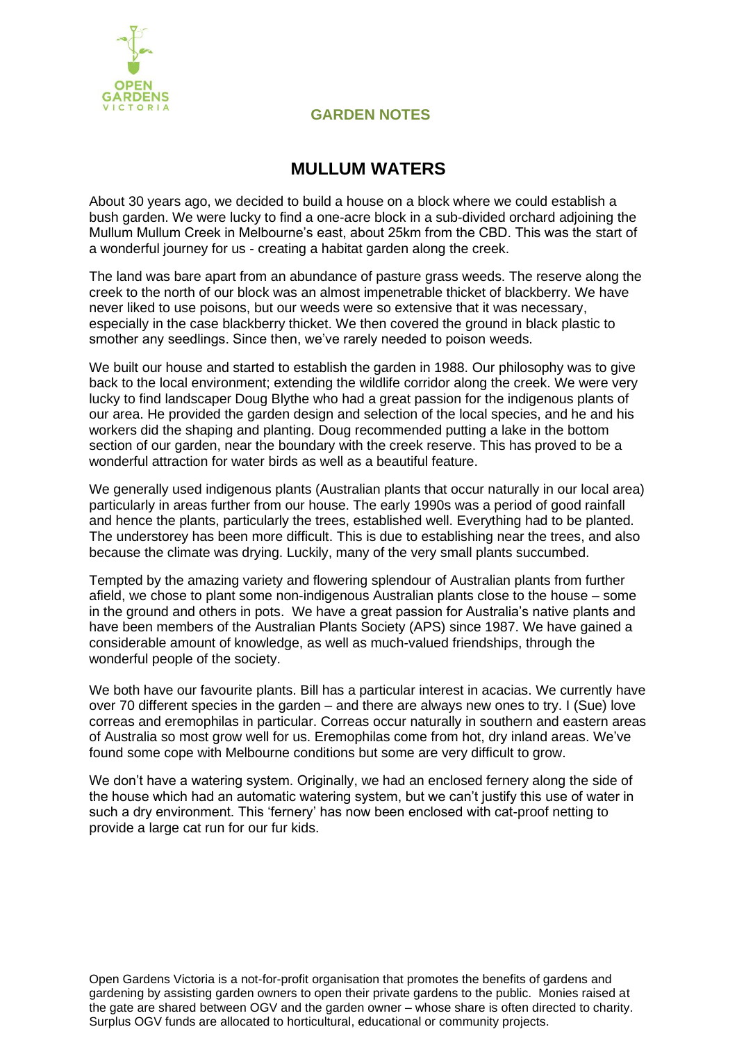**GARDEN NOTES**

# MULLUM WATERS

About 30 years ago, we decided to build a house on a block where we could establish a bush garden. We were lucky to find a one-acre block in a sub-divided orchard adjoining the Mullum Mullum Creek in Melbourne's east, about 25km from the CBD. This was the start of a wonderful journey for us - creating a habitat garden along the creek.

The land was bare apart from an abundance of pasture grass weeds. The reserve along the creek to the north of our block was an almost impenetrable thicket of blackberry. We have never liked to use poisons, but our weeds were so extensive that it was necessary, especially in the case blackberry thicket. We then covered the ground in black plastic to smother any seedlings. Since then, we've rarely needed to poison weeds.

We built our house and started to establish the garden in 1988. Our philosophy was to give back to the local environment; extending the wildlife corridor along the creek. We were very lucky to find landscaper Doug Blythe who had a great passion for the indigenous plants of our area. He provided the garden design and selection of the local species, and he and his workers did the shaping and planting. Doug recommended putting a lake in the bottom section of our garden, near the boundary with the creek reserve. This has proved to be a wonderful attraction for water birds as well as a beautiful feature.

We generally used indigenous plants (Australian plants that occur naturally in our local area) particularly in areas further from our house. The early 1990s was a period of good rainfall and hence the plants, particularly the trees, established well. Everything had to be planted. The understorey has been more difficult. This is due to establishing near the trees, and also because the climate was drying. Luckily, many of the very small plants succumbed.

Tempted by the amazing variety and flowering splendour of Australian plants from further afield, we chose to plant some non-indigenous Australian plants close to the house – some in the ground and others in pots. We have a great passion for Australia's native plants and have been members of the Australian Plants Society (APS) since 1987. We have gained a considerable amount of knowledge, as well as much-valued friendships, through the wonderful people of the society.

We both have our favourite plants. Bill has a particular interest in acacias. We currently have over 70 different species in the garden – and there are always new ones to try. I (Sue) love correas and eremophilas in particular. Correas occur naturally in southern and eastern areas of Australia so most grow well for us. Eremophilas come from hot, dry inland areas. We've found some cope with Melbourne conditions but some are very difficult to grow.

We don't have a watering system. Originally, we had an enclosed fernery along the side of the house which had an automatic watering system, but we can't justify this use of water in such a dry environment. This 'fernery' has now been enclosed with cat-proof netting to provide a large cat run for our fur kids.

Open Gardens Victoria is a not-for-profit organisation that promotes the benefits of gardens and gardening by assisting garden owners to open their private gardens to the public. Monies raised at the gate are shared between OGV and the garden owner – whose share is often directed to charity. Surplus OGV funds are allocated to horticultural, educational or community projects.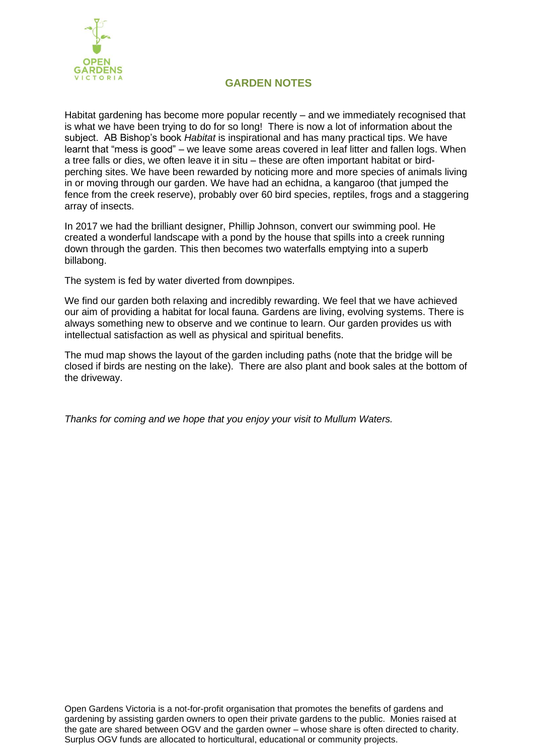## GARDEN NOTES

Habitat gardening has become more popular recently – and we immediately recognised that is what we have been trying to do for so long! There is now a lot of information about the subject. AB Bishop's book *Habitat* is inspirational and has many practical tips. We have learnt that "mess is good" – we leave some areas covered in leaf litter and fallen logs. When a tree falls or dies, we often leave it in situ – these are often important habitat or bird-perching sites. We have been rewarded by noticing more and more species of animals living in or moving through our garden. We have had an echidna, a kangaroo (that jumped the fence from the creek reserve), probably over 60 bird species, reptiles, frogs and a staggering array of insects.

In 2017 we had the brilliant designer, Phillip Johnson, convert our swimming pool. He created a wonderful landscape with a pond by the house that spills into a creek running down through the garden. This then becomes two waterfalls emptying into a superb billabong.

The system is fed by water diverted from downpipes.

We find our garden both relaxing and incredibly rewarding. We feel that we have achieved our aim of providing a habitat for local fauna. Gardens are living, evolving systems. There is always something new to observe and we continue to learn. Our garden provides us with intellectual satisfaction as well as physical and spiritual benefits.

The mud map shows the layout of the garden including paths (note that the bridge will be closed if birds are nesting on the lake). There are also plant and book sales at the bottom of the driveway.

*Thanks for coming and we hope that you enjoy your visit to Mullum Waters.*

Open Gardens Victoria is a not-for-profit organisation that promotes the benefits of gardens and gardening by assisting garden owners to open their private gardens to the public. Monies raised at the gate are shared between OGV and the garden owner – whose share is often directed to charity. Surplus OGV funds are allocated to horticultural, educational or community projects.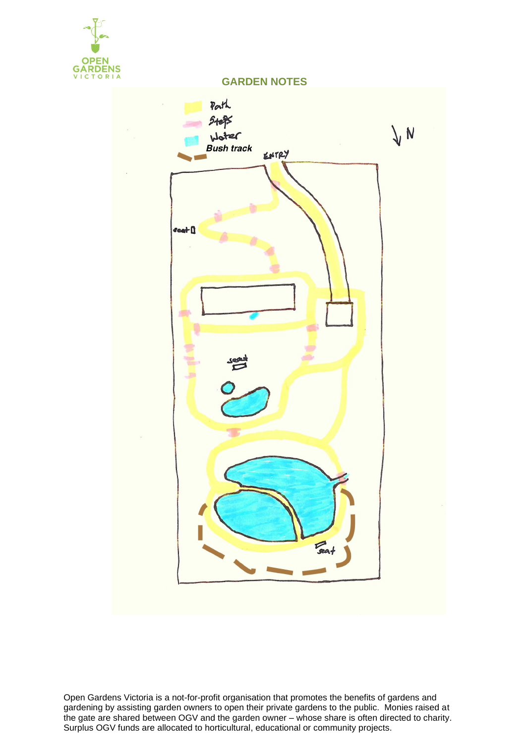## GARDEN NOTES

Path
Steps
Water
Bush track
ENTRY
N
seat
seat
seat

Open Gardens Victoria is a not-for-profit organisation that promotes the benefits of gardens and gardening by assisting garden owners to open their private gardens to the public. Monies raised at the gate are shared between OGV and the garden owner – whose share is often directed to charity. Surplus OGV funds are allocated to horticultural, educational or community projects.